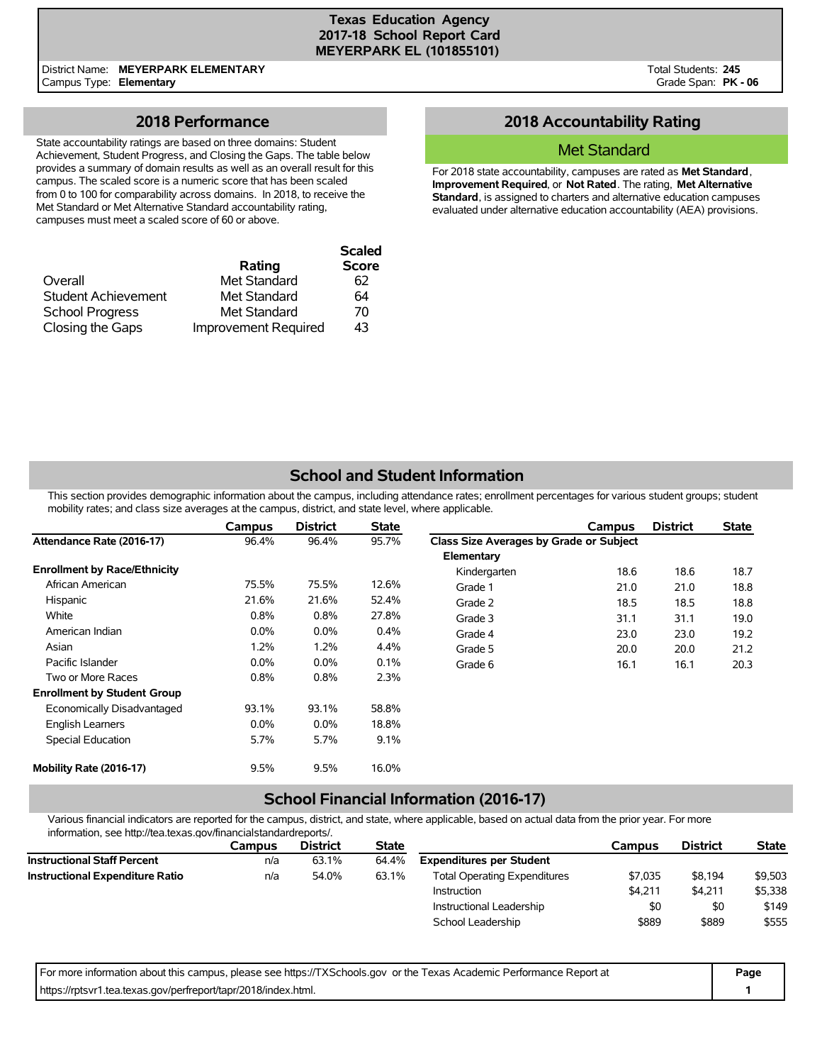# Texas Education Agency
## 2017-18 School Report Card
## MEYERPARK EL (101855101)

District Name: **MEYERPARK ELEMENTARY**
Campus Type: **Elementary**

Total Students: **245**
Grade Span: **PK - 06**

## 2018 Performance

State accountability ratings are based on three domains: Student Achievement, Student Progress, and Closing the Gaps. The table below provides a summary of domain results as well as an overall result for this campus. The scaled score is a numeric score that has been scaled from 0 to 100 for comparability across domains. In 2018, to receive the Met Standard or Met Alternative Standard accountability rating, campuses must meet a scaled score of 60 or above.

| | Rating | Scaled Score |
|---|---|---|
| Overall | Met Standard | 62 |
| Student Achievement | Met Standard | 64 |
| School Progress | Met Standard | 70 |
| Closing the Gaps | Improvement Required | 43 |

## 2018 Accountability Rating

### Met Standard

For 2018 state accountability, campuses are rated as **Met Standard**, **Improvement Required**, or **Not Rated**. The rating, **Met Alternative Standard**, is assigned to charters and alternative education campuses evaluated under alternative education accountability (AEA) provisions.

## School and Student Information

This section provides demographic information about the campus, including attendance rates; enrollment percentages for various student groups; student mobility rates; and class size averages at the campus, district, and state level, where applicable.

| | Campus | District | State |
|---|---|---|---|
| **Attendance Rate (2016-17)** | 96.4% | 96.4% | 95.7% |
| **Enrollment by Race/Ethnicity** | | | |
| African American | 75.5% | 75.5% | 12.6% |
| Hispanic | 21.6% | 21.6% | 52.4% |
| White | 0.8% | 0.8% | 27.8% |
| American Indian | 0.0% | 0.0% | 0.4% |
| Asian | 1.2% | 1.2% | 4.4% |
| Pacific Islander | 0.0% | 0.0% | 0.1% |
| Two or More Races | 0.8% | 0.8% | 2.3% |
| **Enrollment by Student Group** | | | |
| Economically Disadvantaged | 93.1% | 93.1% | 58.8% |
| English Learners | 0.0% | 0.0% | 18.8% |
| Special Education | 5.7% | 5.7% | 9.1% |
| **Mobility Rate (2016-17)** | 9.5% | 9.5% | 16.0% |

| | Campus | District | State |
|---|---|---|---|
| **Class Size Averages by Grade or Subject** | | | |
| **Elementary** | | | |
| Kindergarten | 18.6 | 18.6 | 18.7 |
| Grade 1 | 21.0 | 21.0 | 18.8 |
| Grade 2 | 18.5 | 18.5 | 18.8 |
| Grade 3 | 31.1 | 31.1 | 19.0 |
| Grade 4 | 23.0 | 23.0 | 19.2 |
| Grade 5 | 20.0 | 20.0 | 21.2 |
| Grade 6 | 16.1 | 16.1 | 20.3 |

## School Financial Information (2016-17)

Various financial indicators are reported for the campus, district, and state, where applicable, based on actual data from the prior year. For more information, see http://tea.texas.gov/financialstandardreports/.

| | Campus | District | State |
|---|---|---|---|
| **Instructional Staff Percent** | n/a | 63.1% | 64.4% |
| **Instructional Expenditure Ratio** | n/a | 54.0% | 63.1% |

| | Campus | District | State |
|---|---|---|---|
| **Expenditures per Student** | | | |
| Total Operating Expenditures | $7,035 | $8,194 | $9,503 |
| Instruction | $4,211 | $4,211 | $5,338 |
| Instructional Leadership | $0 | $0 | $149 |
| School Leadership | $889 | $889 | $555 |

For more information about this campus, please see https://TXSchools.gov or the Texas Academic Performance Report at https://rptsvr1.tea.texas.gov/perfreport/tapr/2018/index.html.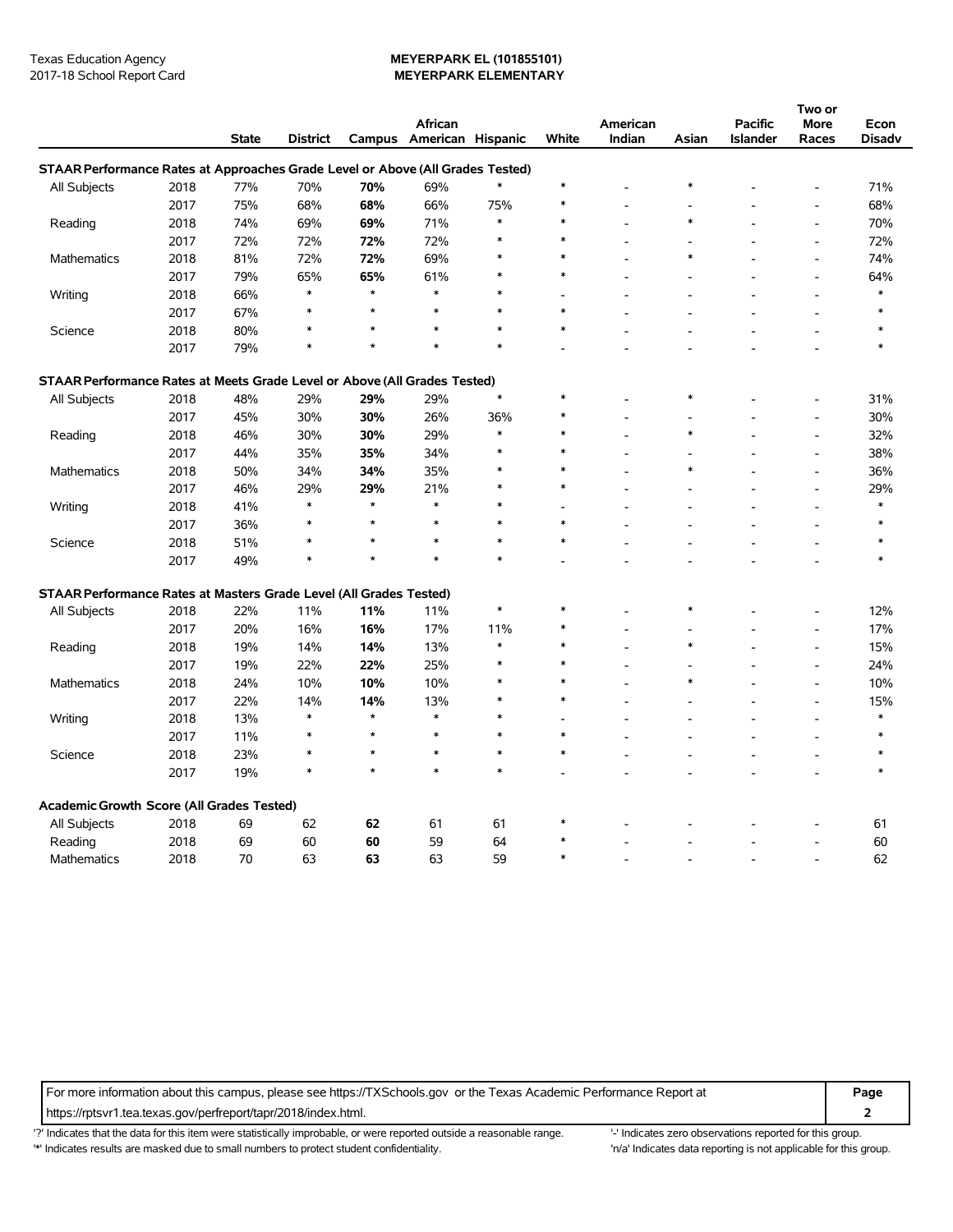Texas Education Agency
2017-18 School Report Card

**MEYERPARK EL (101855101)**
**MEYERPARK ELEMENTARY**

| | | State | District | Campus | African American | Hispanic | White | American Indian | Asian | Pacific Islander | Two or More Races | Econ Disadv |
|---|---|---|---|---|---|---|---|---|---|---|---|---|
| **STAAR Performance Rates at Approaches Grade Level or Above (All Grades Tested)** | | | | | | | | | | | | |
| All Subjects | 2018 | 77% | 70% | **70%** | 69% | * | * | - | * | - | - | 71% |
| | 2017 | 75% | 68% | **68%** | 66% | 75% | * | - | - | - | - | 68% |
| Reading | 2018 | 74% | 69% | **69%** | 71% | * | * | - | * | - | - | 70% |
| | 2017 | 72% | 72% | **72%** | 72% | * | * | - | - | - | - | 72% |
| Mathematics | 2018 | 81% | 72% | **72%** | 69% | * | * | - | * | - | - | 74% |
| | 2017 | 79% | 65% | **65%** | 61% | * | * | - | - | - | - | 64% |
| Writing | 2018 | 66% | * | * | * | * | - | - | - | - | - | * |
| | 2017 | 67% | * | * | * | * | * | - | - | - | - | * |
| Science | 2018 | 80% | * | * | * | * | * | - | - | - | - | * |
| | 2017 | 79% | * | * | * | * | - | - | - | - | - | * |
| **STAAR Performance Rates at Meets Grade Level or Above (All Grades Tested)** | | | | | | | | | | | | |
| All Subjects | 2018 | 48% | 29% | **29%** | 29% | * | * | - | * | - | - | 31% |
| | 2017 | 45% | 30% | **30%** | 26% | 36% | * | - | - | - | - | 30% |
| Reading | 2018 | 46% | 30% | **30%** | 29% | * | * | - | * | - | - | 32% |
| | 2017 | 44% | 35% | **35%** | 34% | * | * | - | - | - | - | 38% |
| Mathematics | 2018 | 50% | 34% | **34%** | 35% | * | * | - | * | - | - | 36% |
| | 2017 | 46% | 29% | **29%** | 21% | * | * | - | - | - | - | 29% |
| Writing | 2018 | 41% | * | * | * | * | - | - | - | - | - | * |
| | 2017 | 36% | * | * | * | * | * | - | - | - | - | * |
| Science | 2018 | 51% | * | * | * | * | * | - | - | - | - | * |
| | 2017 | 49% | * | * | * | * | - | - | - | - | - | * |
| **STAAR Performance Rates at Masters Grade Level (All Grades Tested)** | | | | | | | | | | | | |
| All Subjects | 2018 | 22% | 11% | **11%** | 11% | * | * | - | * | - | - | 12% |
| | 2017 | 20% | 16% | **16%** | 17% | 11% | * | - | - | - | - | 17% |
| Reading | 2018 | 19% | 14% | **14%** | 13% | * | * | - | * | - | - | 15% |
| | 2017 | 19% | 22% | **22%** | 25% | * | * | - | - | - | - | 24% |
| Mathematics | 2018 | 24% | 10% | **10%** | 10% | * | * | - | * | - | - | 10% |
| | 2017 | 22% | 14% | **14%** | 13% | * | * | - | - | - | - | 15% |
| Writing | 2018 | 13% | * | * | * | * | - | - | - | - | - | * |
| | 2017 | 11% | * | * | * | * | * | - | - | - | - | * |
| Science | 2018 | 23% | * | * | * | * | * | - | - | - | - | * |
| | 2017 | 19% | * | * | * | * | - | - | - | - | - | * |
| **Academic Growth Score (All Grades Tested)** | | | | | | | | | | | | |
| All Subjects | 2018 | 69 | 62 | **62** | 61 | 61 | * | - | - | - | - | 61 |
| Reading | 2018 | 69 | 60 | **60** | 59 | 64 | * | - | - | - | - | 60 |
| Mathematics | 2018 | 70 | 63 | **63** | 63 | 59 | * | - | - | - | - | 62 |

For more information about this campus, please see https://TXSchools.gov or the Texas Academic Performance Report at https://rptsvr1.tea.texas.gov/perfreport/tapr/2018/index.html.

'?' Indicates that the data for this item were statistically improbable, or were reported outside a reasonable range.
'*' Indicates results are masked due to small numbers to protect student confidentiality.
'-' Indicates zero observations reported for this group.
'n/a' Indicates data reporting is not applicable for this group.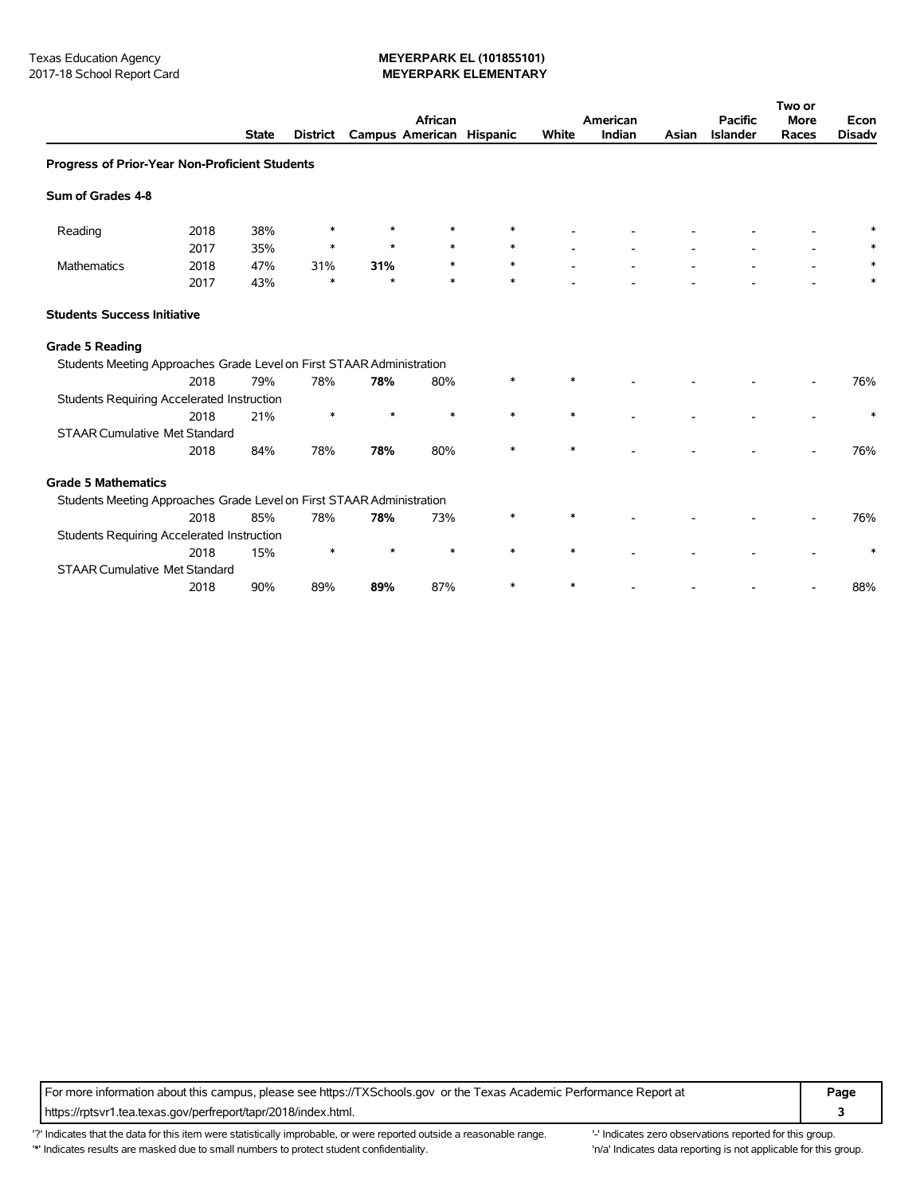Texas Education Agency
2017-18 School Report Card

**MEYERPARK EL (101855101)**
**MEYERPARK ELEMENTARY**

| | | State | District | Campus | African American | Hispanic | White | American Indian | Asian | Pacific Islander | Two or More Races | Econ Disadv |
|---|---|---|---|---|---|---|---|---|---|---|---|---|
| **Progress of Prior-Year Non-Proficient Students** | | | | | | | | | | | | |
| **Sum of Grades 4-8** | | | | | | | | | | | | |
| Reading | 2018 | 38% | * | * | * | * | - | - | - | - | - | * |
| | 2017 | 35% | * | * | * | * | - | - | - | - | - | * |
| Mathematics | 2018 | 47% | 31% | **31%** | * | * | - | - | - | - | - | * |
| | 2017 | 43% | * | * | * | * | - | - | - | - | - | * |
| **Students Success Initiative** | | | | | | | | | | | | |
| **Grade 5 Reading** | | | | | | | | | | | | |
| Students Meeting Approaches Grade Level on First STAAR Administration | | | | | | | | | | | | |
| | 2018 | 79% | 78% | **78%** | 80% | * | * | - | - | - | - | 76% |
| Students Requiring Accelerated Instruction | | | | | | | | | | | | |
| | 2018 | 21% | * | * | * | * | * | - | - | - | - | * |
| STAAR Cumulative Met Standard | | | | | | | | | | | | |
| | 2018 | 84% | 78% | **78%** | 80% | * | * | - | - | - | - | 76% |
| **Grade 5 Mathematics** | | | | | | | | | | | | |
| Students Meeting Approaches Grade Level on First STAAR Administration | | | | | | | | | | | | |
| | 2018 | 85% | 78% | **78%** | 73% | * | * | - | - | - | - | 76% |
| Students Requiring Accelerated Instruction | | | | | | | | | | | | |
| | 2018 | 15% | * | * | * | * | * | - | - | - | - | * |
| STAAR Cumulative Met Standard | | | | | | | | | | | | |
| | 2018 | 90% | 89% | **89%** | 87% | * | * | - | - | - | - | 88% |

For more information about this campus, please see https://TXSchools.gov or the Texas Academic Performance Report at https://rptsvr1.tea.texas.gov/perfreport/tapr/2018/index.html.

'?' Indicates that the data for this item were statistically improbable, or were reported outside a reasonable range.
'*' Indicates results are masked due to small numbers to protect student confidentiality.
'-' Indicates zero observations reported for this group.
'n/a' Indicates data reporting is not applicable for this group.